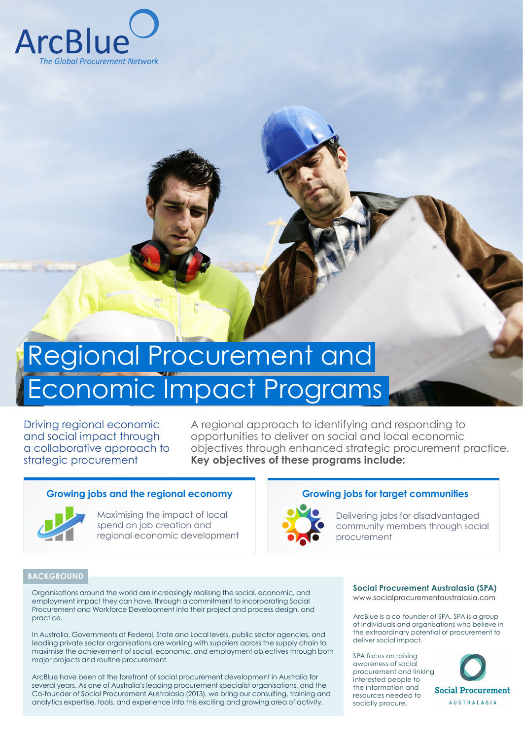ArcBlue
*The Global Procurement Network*

# Regional Procurement and Economic Impact Programs

Driving regional economic and social impact through a collaborative approach to strategic procurement

A regional approach to identifying and responding to opportunities to deliver on social and local economic objectives through enhanced strategic procurement practice. **Key objectives of these programs include:**

### Growing jobs and the regional economy

Maximising the impact of local spend on job creation and regional economic development

### Growing jobs for target communities

Delivering jobs for disadvantaged community members through social procurement

## BACKGROUND

Organisations around the world are increasingly realising the social, economic, and employment impact they can have, through a commitment to incorporating Social Procurement and Workforce Development into their project and process design, and practice.

In Australia, Governments at Federal, State and Local levels, public sector agencies, and leading private sector organisations are working with suppliers across the supply chain to maximise the achievement of social, economic, and employment objectives through both major projects and routine procurement.

ArcBlue have been at the forefront of social procurement development in Australia for several years. As one of Australia's leading procurement specialist organisations, and the Co-founder of Social Procurement Australasia (2013), we bring our consulting, training and analytics expertise, tools, and experience into this exciting and growing area of activity.

### Social Procurement Australasia (SPA)

www.socialprocurementaustralasia.com

ArcBlue is a co-founder of SPA. SPA is a group of individuals and organisations who believe in the extraordinary potential of procurement to deliver social impact.

SPA focus on raising awareness of social procurement and linking interested people to the information and resources needed to socially procure.

Social Procurement
AUSTRALASIA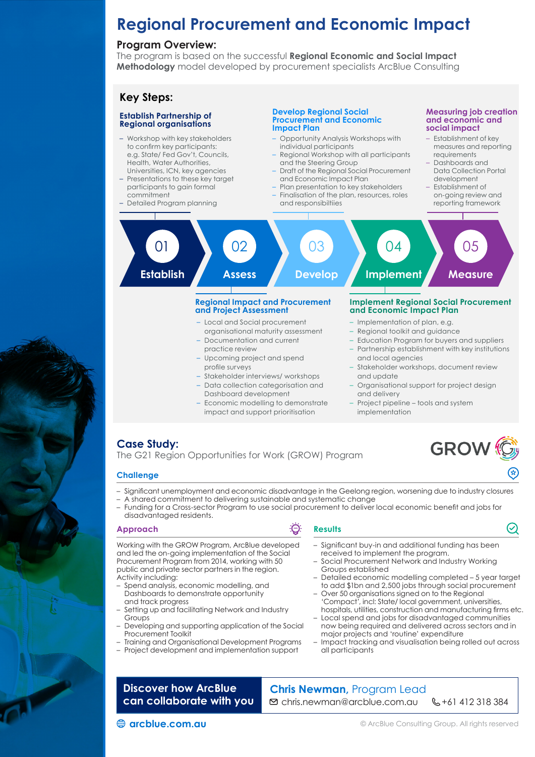# Regional Procurement and Economic Impact

## Program Overview:

The program is based on the successful **Regional Economic and Social Impact Methodology** model developed by procurement specialists ArcBlue Consulting

## Key Steps:

**01 Establish**

### Establish Partnership of Regional organisations

- Workshop with key stakeholders to confirm key participants: e.g. State/ Fed Gov't, Councils, Health, Water Authorities, Universities, ICN, key agencies
- Presentations to these key target participants to gain formal commitment
- Detailed Program planning

**02 Assess**

### Regional Impact and Procurement and Project Assessment

- Local and Social procurement organisational maturity assessment
- Documentation and current practice review
- Upcoming project and spend profile surveys
- Stakeholder interviews/ workshops
- Data collection categorisation and Dashboard development
- Economic modelling to demonstrate impact and support prioritisation

**03 Develop**

### Develop Regional Social Procurement and Economic Impact Plan

- Opportunity Analysis Workshops with individual participants
- Regional Workshop with all participants and the Steering Group
- Draft of the Regional Social Procurement and Economic Impact Plan
- Plan presentation to key stakeholders
- Finalisation of the plan, resources, roles and responsibilitiies

**04 Implement**

### Implement Regional Social Procurement and Economic Impact Plan

- Implementation of plan, e.g.
- Regional toolkit and guidance
- Education Program for buyers and suppliers
- Partnership establishment with key institutions and local agencies
- Stakeholder workshops, document review and update
- Organisational support for project design and delivery
- Project pipeline – tools and system implementation

**05 Measure**

### Measuring job creation and economic and social impact

- Establishment of key measures and reporting requirements
- Dashboards and Data Collection Portal development
- Establishment of on-going review and reporting framework

## Case Study:

The G21 Region Opportunities for Work (GROW) Program

GROW

### Challenge

- Significant unemployment and economic disadvantage in the Geelong region, worsening due to industry closures
- A shared commitment to delivering sustainable and systematic change
- Funding for a Cross-sector Program to use social procurement to deliver local economic benefit and jobs for disadvantaged residents.

### Approach

Working with the GROW Program, ArcBlue developed and led the on-going implementation of the Social Procurement Program from 2014, working with 50 public and private sector partners in the region. Activity including:

- Spend analysis, economic modelling, and Dashboards to demonstrate opportunity and track progress
- Setting up and facilitating Network and Industry Groups
- Developing and supporting application of the Social Procurement Toolkit
- Training and Organisational Development Programs
- Project development and implementation support

### Results

- Significant buy-in and additional funding has been received to implement the program.
- Social Procurement Network and Industry Working Groups established
- Detailed economic modelling completed – 5 year target to add $1bn and 2,500 jobs through social procurement
- Over 50 organisations signed on to the Regional 'Compact', incl: State/ local government, universities, hospitals, utilities, construction and manufacturing firms etc.
- Local spend and jobs for disadvantaged communities now being required and delivered across sectors and in major projects and 'routine' expenditure
- Impact tracking and visualisation being rolled out across all participants

**Discover how ArcBlue can collaborate with you**

**Chris Newman**, Program Lead
chris.newman@arcblue.com.au +61 412 318 384

arcblue.com.au

© ArcBlue Consulting Group. All rights reserved